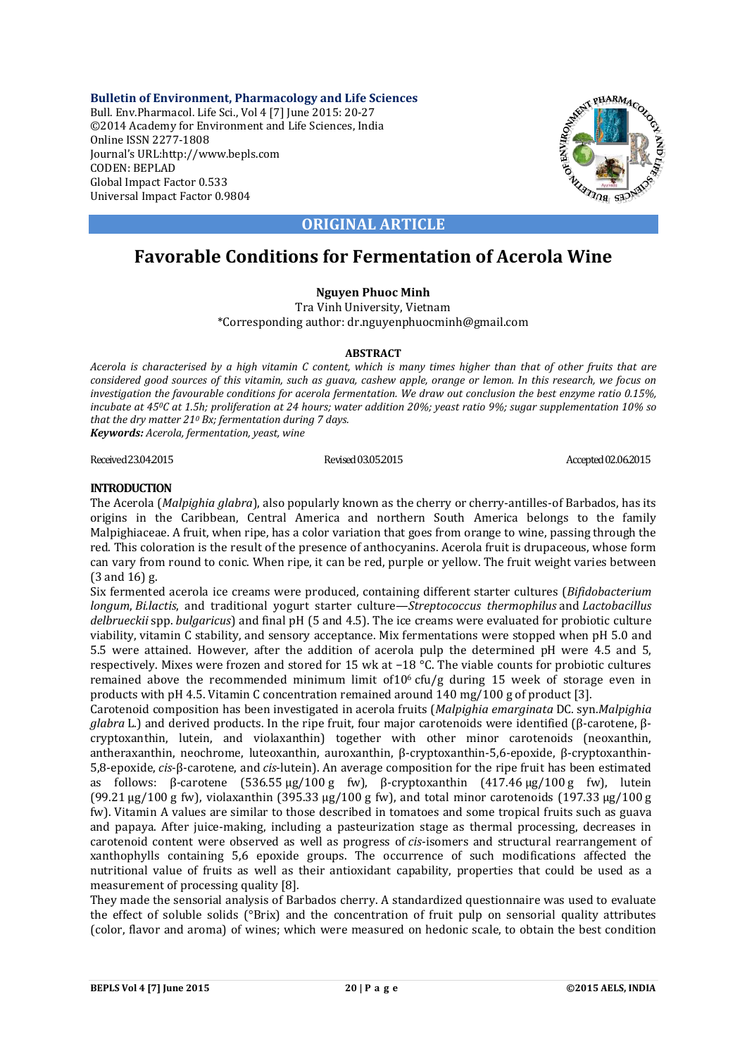# Favorable Conditions for Fermentation of Acerola Wine

**Nguyen Phuoc Minh**

Tra Vinh University, Vietnam

*Corresponding author: dr.nguyenphuocminh@gmail.com

**ABSTRACT**

*Acerola is characterised by a high vitamin C content, which is many times higher than that of other fruits that are considered good sources of this vitamin, such as guava, cashew apple, orange or lemon. In this research, we focus on investigation the favourable conditions for acerola fermentation. We draw out conclusion the best enzyme ratio 0.15%, incubate at 45$^0$C at 1.5h; proliferation at 24 hours; water addition 20%; yeast ratio 9%; sugar supplementation 10% so that the dry matter 21$^0$ Bx; fermentation during 7 days.*

***Keywords:*** *Acerola, fermentation, yeast, wine*

Received 23.04.2015 Revised 03.05.2015 Accepted 02.06.2015

## INTRODUCTION

The Acerola (*Malpighia glabra*), also popularly known as the cherry or cherry-antilles-of Barbados, has its origins in the Caribbean, Central America and northern South America belongs to the family Malpighiaceae. A fruit, when ripe, has a color variation that goes from orange to wine, passing through the red. This coloration is the result of the presence of anthocyanins. Acerola fruit is drupaceous, whose form can vary from round to conic. When ripe, it can be red, purple or yellow. The fruit weight varies between (3 and 16) g.

Six fermented acerola ice creams were produced, containing different starter cultures (*Bifidobacterium longum*, *Bi.lactis*, and traditional yogurt starter culture—*Streptococcus thermophilus* and *Lactobacillus delbrueckii* spp. *bulgaricus*) and final pH (5 and 4.5). The ice creams were evaluated for probiotic culture viability, vitamin C stability, and sensory acceptance. Mix fermentations were stopped when pH 5.0 and 5.5 were attained. However, after the addition of acerola pulp the determined pH were 4.5 and 5, respectively. Mixes were frozen and stored for 15 wk at −18 °C. The viable counts for probiotic cultures remained above the recommended minimum limit of $10^6$ cfu/g during 15 week of storage even in products with pH 4.5. Vitamin C concentration remained around 140 mg/100 g of product [3].

Carotenoid composition has been investigated in acerola fruits (*Malpighia emarginata* DC. syn.*Malpighia glabra* L.) and derived products. In the ripe fruit, four major carotenoids were identified (β-carotene, β-cryptoxanthin, lutein, and violaxanthin) together with other minor carotenoids (neoxanthin, antheraxanthin, neochrome, luteoxanthin, auroxanthin, β-cryptoxanthin-5,6-epoxide, β-cryptoxanthin-5,8-epoxide, *cis*-β-carotene, and *cis*-lutein). An average composition for the ripe fruit has been estimated as follows: β-carotene (536.55 μg/100 g fw), β-cryptoxanthin (417.46 μg/100 g fw), lutein (99.21 μg/100 g fw), violaxanthin (395.33 μg/100 g fw), and total minor carotenoids (197.33 μg/100 g fw). Vitamin A values are similar to those described in tomatoes and some tropical fruits such as guava and papaya. After juice-making, including a pasteurization stage as thermal processing, decreases in carotenoid content were observed as well as progress of *cis*-isomers and structural rearrangement of xanthophylls containing 5,6 epoxide groups. The occurrence of such modifications affected the nutritional value of fruits as well as their antioxidant capability, properties that could be used as a measurement of processing quality [8].

They made the sensorial analysis of Barbados cherry. A standardized questionnaire was used to evaluate the effect of soluble solids (°Brix) and the concentration of fruit pulp on sensorial quality attributes (color, flavor and aroma) of wines; which were measured on hedonic scale, to obtain the best condition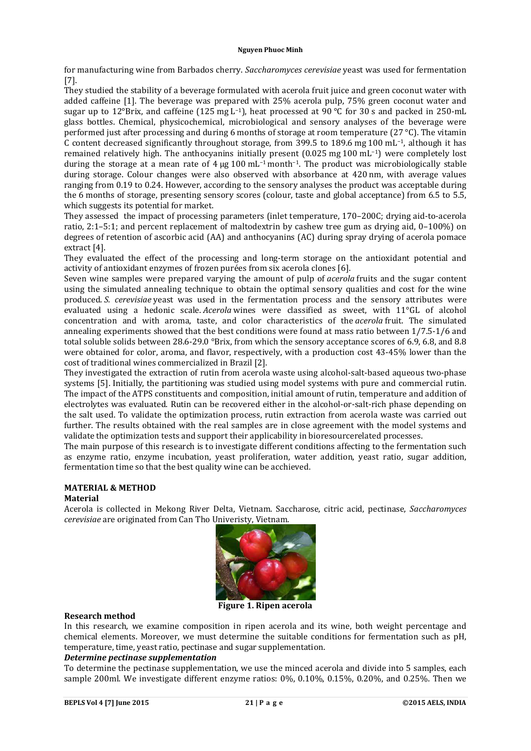for manufacturing wine from Barbados cherry. *Saccharomyces cerevisiae* yeast was used for fermentation [7].

They studied the stability of a beverage formulated with acerola fruit juice and green coconut water with added caffeine [1]. The beverage was prepared with 25% acerola pulp, 75% green coconut water and sugar up to 12°Brix, and caffeine (125 mg $L^{-1}$), heat processed at 90 °C for 30 s and packed in 250-mL glass bottles. Chemical, physicochemical, microbiological and sensory analyses of the beverage were performed just after processing and during 6 months of storage at room temperature (27 °C). The vitamin C content decreased significantly throughout storage, from 399.5 to 189.6 mg 100 $mL^{-1}$, although it has remained relatively high. The anthocyanins initially present (0.025 mg 100 $mL^{-1}$) were completely lost during the storage at a mean rate of 4 μg 100 $mL^{-1}$ $month^{-1}$. The product was microbiologically stable during storage. Colour changes were also observed with absorbance at 420 nm, with average values ranging from 0.19 to 0.24. However, according to the sensory analyses the product was acceptable during the 6 months of storage, presenting sensory scores (colour, taste and global acceptance) from 6.5 to 5.5, which suggests its potential for market.

They assessed the impact of processing parameters (inlet temperature, 170–200C; drying aid-to-acerola ratio, 2:1–5:1; and percent replacement of maltodextrin by cashew tree gum as drying aid, 0–100%) on degrees of retention of ascorbic acid (AA) and anthocyanins (AC) during spray drying of acerola pomace extract [4].

They evaluated the effect of the processing and long-term storage on the antioxidant potential and activity of antioxidant enzymes of frozen purées from six acerola clones [6].

Seven wine samples were prepared varying the amount of pulp of *acerola* fruits and the sugar content using the simulated annealing technique to obtain the optimal sensory qualities and cost for the wine produced. *S. cerevisiae* yeast was used in the fermentation process and the sensory attributes were evaluated using a hedonic scale. *Acerola* wines were classified as sweet, with 11°GL of alcohol concentration and with aroma, taste, and color characteristics of the *acerola* fruit. The simulated annealing experiments showed that the best conditions were found at mass ratio between 1/7.5-1/6 and total soluble solids between 28.6-29.0 °Brix, from which the sensory acceptance scores of 6.9, 6.8, and 8.8 were obtained for color, aroma, and flavor, respectively, with a production cost 43-45% lower than the cost of traditional wines commercialized in Brazil [2].

They investigated the extraction of rutin from acerola waste using alcohol-salt-based aqueous two-phase systems [5]. Initially, the partitioning was studied using model systems with pure and commercial rutin. The impact of the ATPS constituents and composition, initial amount of rutin, temperature and addition of electrolytes was evaluated. Rutin can be recovered either in the alcohol-or-salt-rich phase depending on the salt used. To validate the optimization process, rutin extraction from acerola waste was carried out further. The results obtained with the real samples are in close agreement with the model systems and validate the optimization tests and support their applicability in bioresourcerelated processes.

The main purpose of this research is to investigate different conditions affecting to the fermentation such as enzyme ratio, enzyme incubation, yeast proliferation, water addition, yeast ratio, sugar addition, fermentation time so that the best quality wine can be acchieved.

## MATERIAL & METHOD

### Material

Acerola is collected in Mekong River Delta, Vietnam. Saccharose, citric acid, pectinase, *Saccharomyces cerevisiae* are originated from Can Tho Univeristy, Vietnam.

**Figure 1. Ripen acerola**

### Research method

In this research, we examine composition in ripen acerola and its wine, both weight percentage and chemical elements. Moreover, we must determine the suitable conditions for fermentation such as pH, temperature, time, yeast ratio, pectinase and sugar supplementation.

***Determine pectinase supplementation***

To determine the pectinase supplementation, we use the minced acerola and divide into 5 samples, each sample 200ml. We investigate different enzyme ratios: 0%, 0.10%, 0.15%, 0.20%, and 0.25%. Then we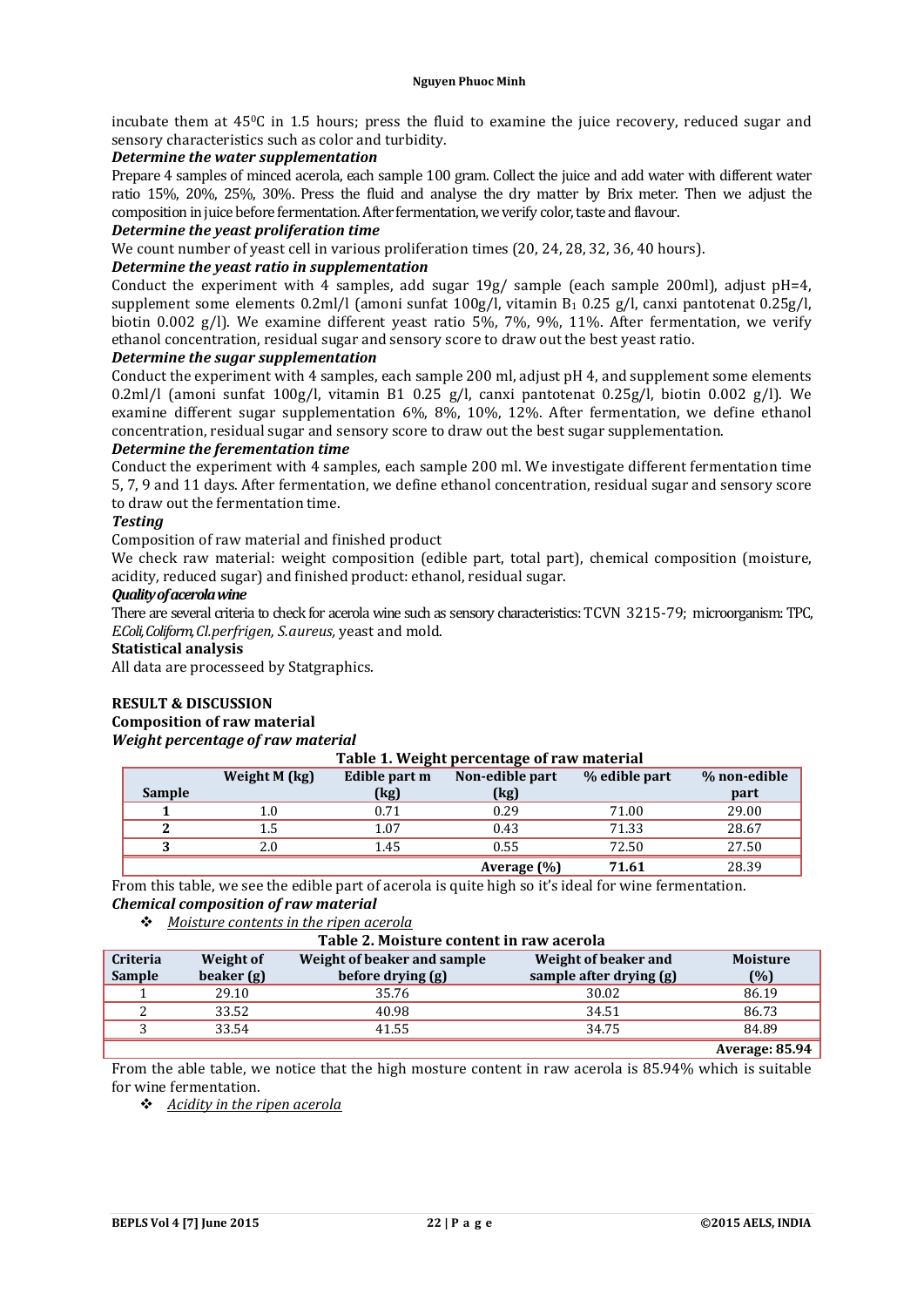incubate them at 45$^0$C in 1.5 hours; press the fluid to examine the juice recovery, reduced sugar and sensory characteristics such as color and turbidity.

***Determine the water supplementation***

Prepare 4 samples of minced acerola, each sample 100 gram. Collect the juice and add water with different water ratio 15%, 20%, 25%, 30%. Press the fluid and analyse the dry matter by Brix meter. Then we adjust the composition in juice before fermentation. After fermentation, we verify color, taste and flavour.

***Determine the yeast proliferation time***

We count number of yeast cell in various proliferation times (20, 24, 28, 32, 36, 40 hours).

***Determine the yeast ratio in supplementation***

Conduct the experiment with 4 samples, add sugar 19g/ sample (each sample 200ml), adjust pH=4, supplement some elements 0.2ml/l (amoni sunfat 100g/l, vitamin $B_1$ 0.25 g/l, canxi pantotenat 0.25g/l, biotin 0.002 g/l). We examine different yeast ratio 5%, 7%, 9%, 11%. After fermentation, we verify ethanol concentration, residual sugar and sensory score to draw out the best yeast ratio.

***Determine the sugar supplementation***

Conduct the experiment with 4 samples, each sample 200 ml, adjust pH 4, and supplement some elements 0.2ml/l (amoni sunfat 100g/l, vitamin B1 0.25 g/l, canxi pantotenat 0.25g/l, biotin 0.002 g/l). We examine different sugar supplementation 6%, 8%, 10%, 12%. After fermentation, we define ethanol concentration, residual sugar and sensory score to draw out the best sugar supplementation.

***Determine the ferementation time***

Conduct the experiment with 4 samples, each sample 200 ml. We investigate different fermentation time 5, 7, 9 and 11 days. After fermentation, we define ethanol concentration, residual sugar and sensory score to draw out the fermentation time.

***Testing***

Composition of raw material and finished product

We check raw material: weight composition (edible part, total part), chemical composition (moisture, acidity, reduced sugar) and finished product: ethanol, residual sugar.

***Quality of acerola wine***

There are several criteria to check for acerola wine such as sensory characteristics: TCVN 3215-79; microorganism: TPC, *E.Coli, Coliform, Cl.perfrigen, S.aureus,* yeast and mold.

**Statistical analysis**

All data are processeed by Statgraphics.

## RESULT & DISCUSSION

**Composition of raw material**

***Weight percentage of raw material***

**Table 1. Weight percentage of raw material**

| Sample | Weight M (kg) | Edible part m (kg) | Non-edible part (kg) | % edible part | % non-edible part |
|---|---|---|---|---|---|
| 1 | 1.0 | 0.71 | 0.29 | 71.00 | 29.00 |
| 2 | 1.5 | 1.07 | 0.43 | 71.33 | 28.67 |
| 3 | 2.0 | 1.45 | 0.55 | 72.50 | 27.50 |
| | | | Average (%) | 71.61 | 28.39 |

From this table, we see the edible part of acerola is quite high so it's ideal for wine fermentation.

***Chemical composition of raw material***

- *Moisture contents in the ripen acerola*

**Table 2. Moisture content in raw acerola**

| Criteria Sample | Weight of beaker (g) | Weight of beaker and sample before drying (g) | Weight of beaker and sample after drying (g) | Moisture (%) |
|---|---|---|---|---|
| 1 | 29.10 | 35.76 | 30.02 | 86.19 |
| 2 | 33.52 | 40.98 | 34.51 | 86.73 |
| 3 | 33.54 | 41.55 | 34.75 | 84.89 |
| | | | | Average: 85.94 |

From the able table, we notice that the high mosture content in raw acerola is 85.94% which is suitable for wine fermentation.

- *Acidity in the ripen acerola*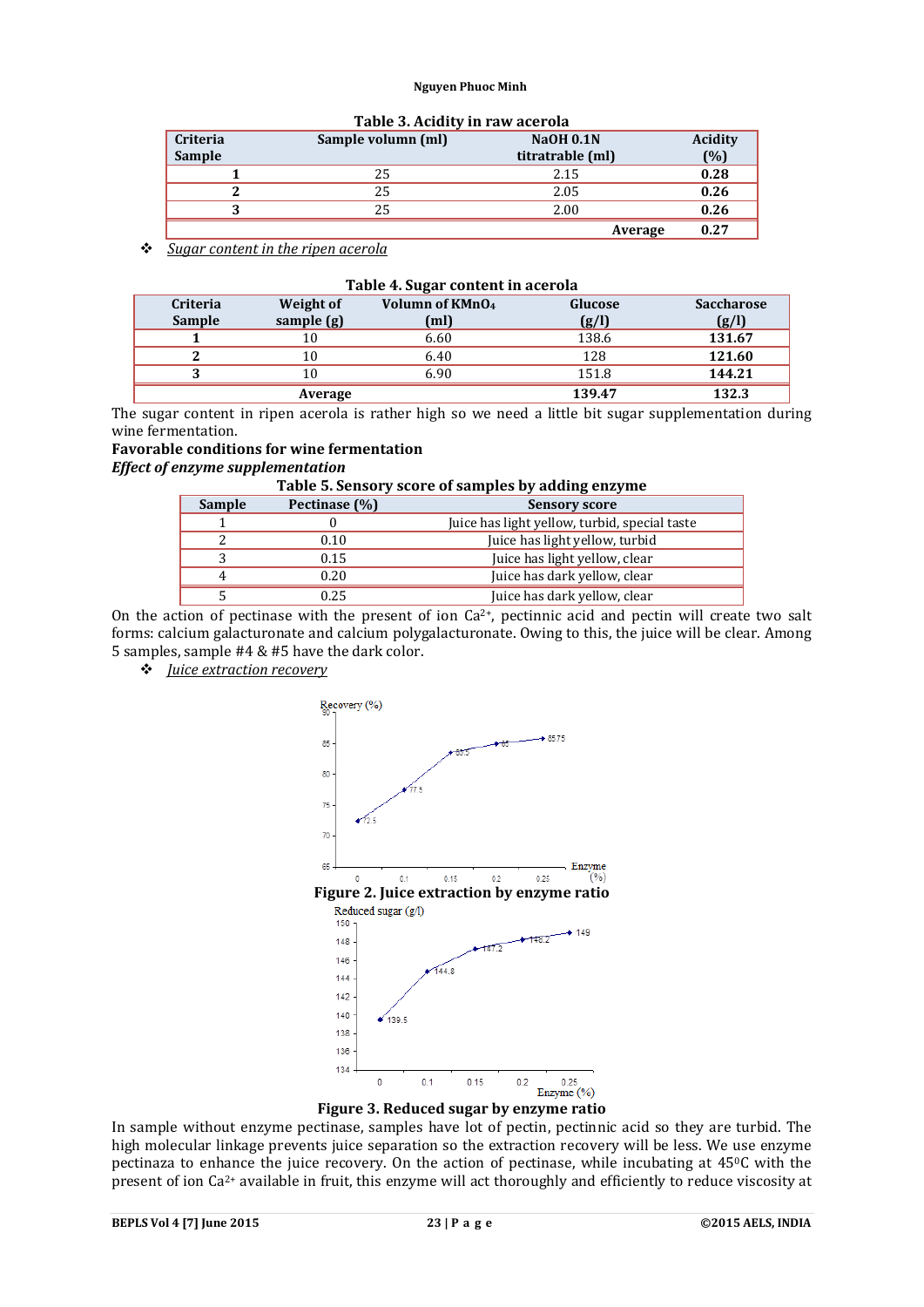**Table 3. Acidity in raw acerola**

| Criteria Sample | Sample volumn (ml) | NaOH 0.1N titratrable (ml) | Acidity (%) |
|---|---|---|---|
| **1** | 25 | 2.15 | **0.28** |
| **2** | 25 | 2.05 | **0.26** |
| **3** | 25 | 2.00 | **0.26** |
| | | **Average** | **0.27** |

❖ *Sugar content in the ripen acerola*

**Table 4. Sugar content in acerola**

| Criteria Sample | Weight of sample (g) | Volumn of $KMnO_4$ (ml) | Glucose (g/l) | Saccharose (g/l) |
|---|---|---|---|---|
| **1** | 10 | 6.60 | 138.6 | **131.67** |
| **2** | 10 | 6.40 | 128 | **121.60** |
| **3** | 10 | 6.90 | 151.8 | **144.21** |
| | **Average** | | **139.47** | **132.3** |

The sugar content in ripen acerola is rather high so we need a little bit sugar supplementation during wine fermentation.

**Favorable conditions for wine fermentation**

***Effect of enzyme supplementation***

**Table 5. Sensory score of samples by adding enzyme**

| Sample | Pectinase (%) | Sensory score |
|---|---|---|
| 1 | 0 | Juice has light yellow, turbid, special taste |
| 2 | 0.10 | Juice has light yellow, turbid |
| 3 | 0.15 | Juice has light yellow, clear |
| 4 | 0.20 | Juice has dark yellow, clear |
| 5 | 0.25 | Juice has dark yellow, clear |

On the action of pectinase with the present of ion $Ca^{2+}$, pectinnic acid and pectin will create two salt forms: calcium galacturonate and calcium polygalacturonate. Owing to this, the juice will be clear. Among 5 samples, sample #4 & #5 have the dark color.

❖ *Juice extraction recovery*

**Figure 2. Juice extraction by enzyme ratio**

**Figure 3. Reduced sugar by enzyme ratio**

In sample without enzyme pectinase, samples have lot of pectin, pectinnic acid so they are turbid. The high molecular linkage prevents juice separation so the extraction recovery will be less. We use enzyme pectinaza to enhance the juice recovery. On the action of pectinase, while incubating at 45$^0$C with the present of ion $Ca^{2+}$ available in fruit, this enzyme will act thoroughly and efficiently to reduce viscosity at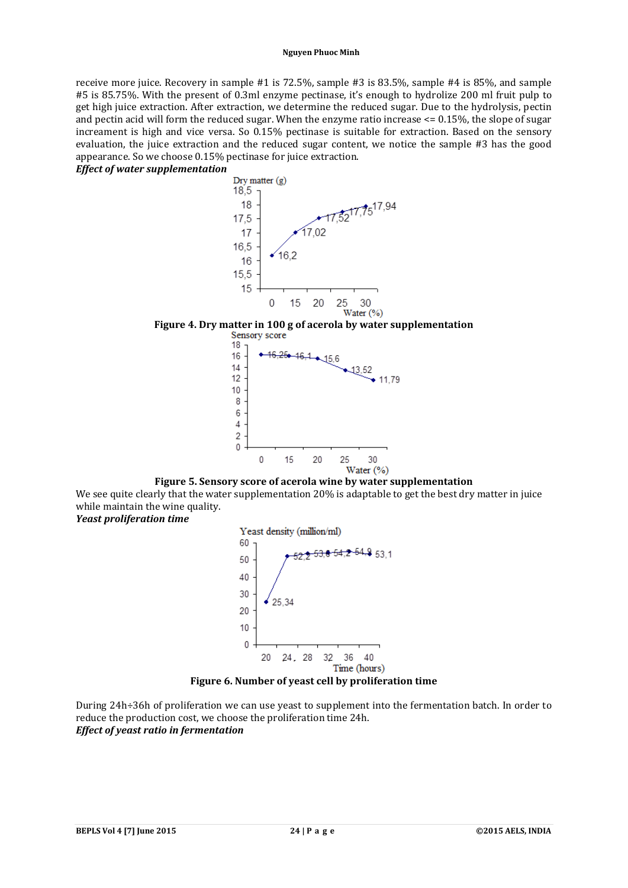receive more juice. Recovery in sample #1 is 72.5%, sample #3 is 83.5%, sample #4 is 85%, and sample #5 is 85.75%. With the present of 0.3ml enzyme pectinase, it's enough to hydrolize 200 ml fruit pulp to get high juice extraction. After extraction, we determine the reduced sugar. Due to the hydrolysis, pectin and pectin acid will form the reduced sugar. When the enzyme ratio increase <= 0.15%, the slope of sugar increament is high and vice versa. So 0.15% pectinase is suitable for extraction. Based on the sensory evaluation, the juice extraction and the reduced sugar content, we notice the sample #3 has the good appearance. So we choose 0.15% pectinase for juice extraction.

***Effect of water supplementation***

**Figure 4. Dry matter in 100 g of acerola by water supplementation**

**Figure 5. Sensory score of acerola wine by water supplementation**

We see quite clearly that the water supplementation 20% is adaptable to get the best dry matter in juice while maintain the wine quality.

***Yeast proliferation time***

**Figure 6. Number of yeast cell by proliferation time**

During 24h÷36h of proliferation we can use yeast to supplement into the fermentation batch. In order to reduce the production cost, we choose the proliferation time 24h.

***Effect of yeast ratio in fermentation***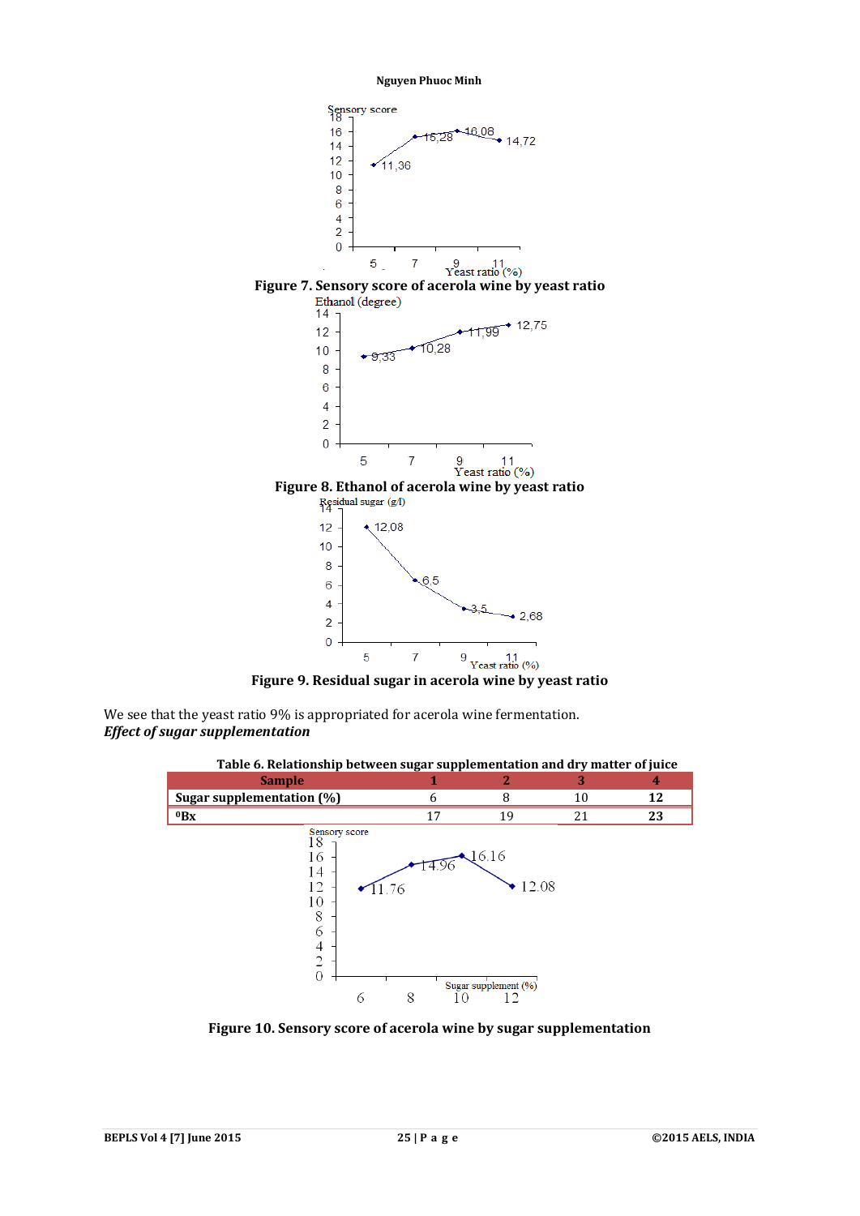Figure 7. Sensory score of acerola wine by yeast ratio

Figure 8. Ethanol of acerola wine by yeast ratio

Figure 9. Residual sugar in acerola wine by yeast ratio

We see that the yeast ratio 9% is appropriated for acerola wine fermentation.

***Effect of sugar supplementation***

**Table 6. Relationship between sugar supplementation and dry matter of juice**

| Sample | 1 | 2 | 3 | 4 |
|---|---|---|---|---|
| **Sugar supplementation (%)** | 6 | 8 | 10 | **12** |
| **$^0$Bx** | 17 | 19 | 21 | **23** |

**Figure 10. Sensory score of acerola wine by sugar supplementation**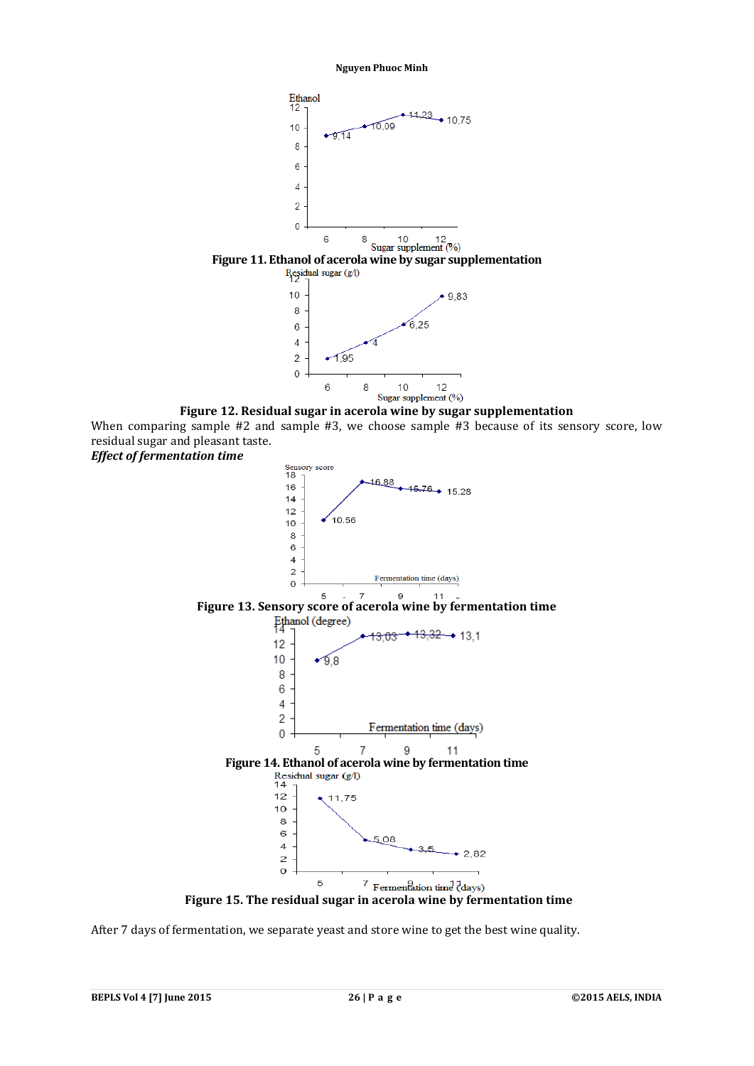**Figure 11. Ethanol of acerola wine by sugar supplementation**

**Figure 12. Residual sugar in acerola wine by sugar supplementation**

When comparing sample #2 and sample #3, we choose sample #3 because of its sensory score, low residual sugar and pleasant taste.

***Effect of fermentation time***

**Figure 13. Sensory score of acerola wine by fermentation time**

**Figure 14. Ethanol of acerola wine by fermentation time**

**Figure 15. The residual sugar in acerola wine by fermentation time**

After 7 days of fermentation, we separate yeast and store wine to get the best wine quality.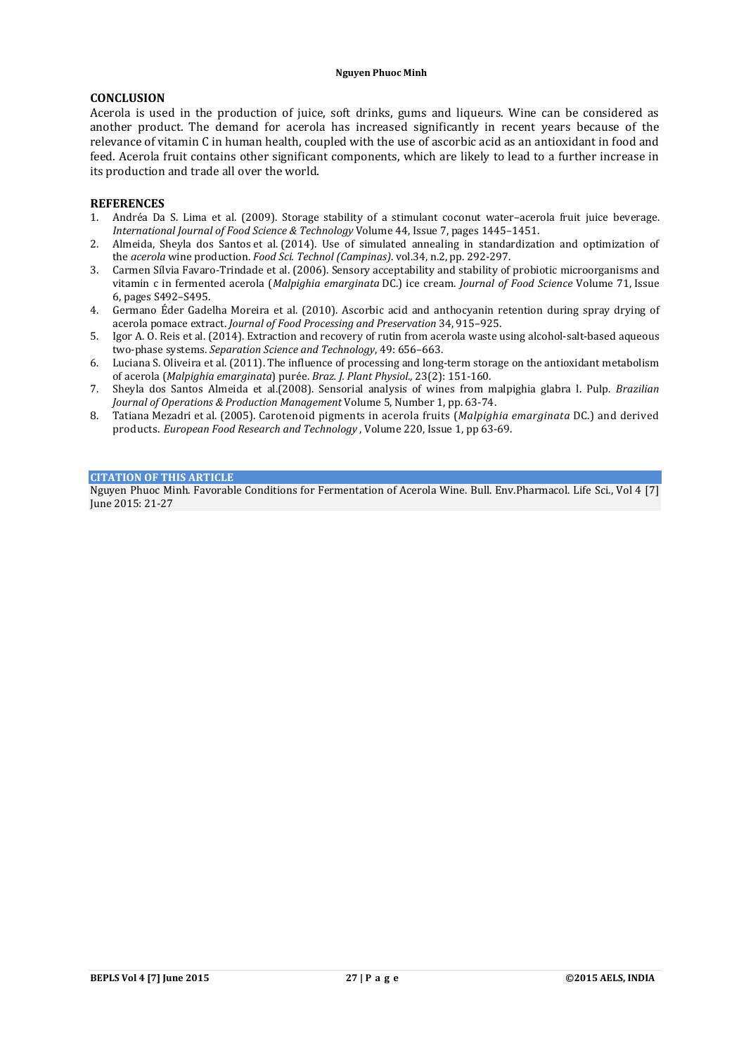## CONCLUSION

Acerola is used in the production of juice, soft drinks, gums and liqueurs. Wine can be considered as another product. The demand for acerola has increased significantly in recent years because of the relevance of vitamin C in human health, coupled with the use of ascorbic acid as an antioxidant in food and feed. Acerola fruit contains other significant components, which are likely to lead to a further increase in its production and trade all over the world.

## REFERENCES

1. Andréa Da S. Lima et al. (2009). Storage stability of a stimulant coconut water–acerola fruit juice beverage. *International Journal of Food Science & Technology* Volume 44, Issue 7, pages 1445–1451.
2. Almeida, Sheyla dos Santos et al. (2014). Use of simulated annealing in standardization and optimization of the *acerola* wine production. *Food Sci. Technol (Campinas)*. vol.34, n.2, pp. 292-297.
3. Carmen Sílvia Favaro-Trindade et al. (2006). Sensory acceptability and stability of probiotic microorganisms and vitamin c in fermented acerola (*Malpighia emarginata* DC.) ice cream. *Journal of Food Science* Volume 71, Issue 6, pages S492–S495.
4. Germano Éder Gadelha Moreira et al. (2010). Ascorbic acid and anthocyanin retention during spray drying of acerola pomace extract. *Journal of Food Processing and Preservation* 34, 915–925.
5. Igor A. O. Reis et al. (2014). Extraction and recovery of rutin from acerola waste using alcohol-salt-based aqueous two-phase systems. *Separation Science and Technology*, 49: 656–663.
6. Luciana S. Oliveira et al. (2011). The influence of processing and long-term storage on the antioxidant metabolism of acerola (*Malpighia emarginata*) purée. *Braz. J. Plant Physiol.,* 23(2): 151-160.
7. Sheyla dos Santos Almeida et al.(2008). Sensorial analysis of wines from malpighia glabra l. Pulp. *Brazilian Journal of Operations & Production Management* Volume 5, Number 1, pp. 63-74.
8. Tatiana Mezadri et al. (2005). Carotenoid pigments in acerola fruits (*Malpighia emarginata* DC.) and derived products. *European Food Research and Technology* , Volume 220, Issue 1, pp 63-69.

**CITATION OF THIS ARTICLE**

Nguyen Phuoc Minh. Favorable Conditions for Fermentation of Acerola Wine. Bull. Env.Pharmacol. Life Sci., Vol 4 [7] June 2015: 21-27